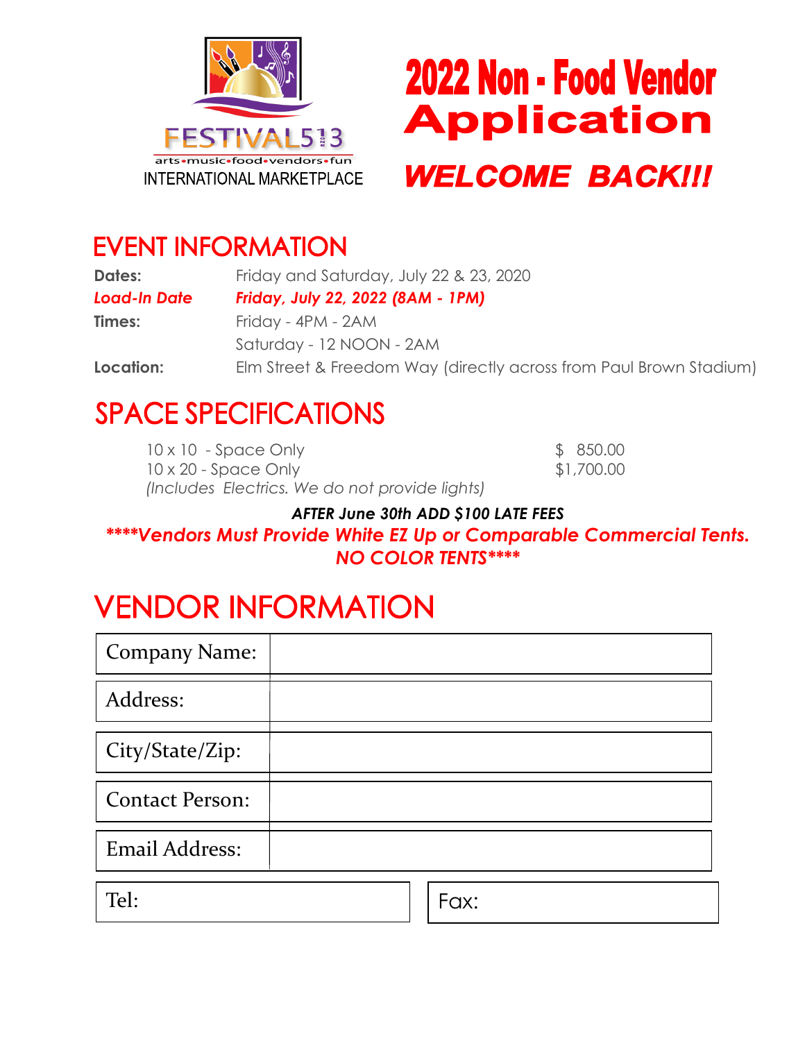FESTIVAL513

arts•music•food•vendors•fun

INTERNATIONAL MARKETPLACE

# 2022 Non - Food Vendor Application

***WELCOME BACK!!!***

## EVENT INFORMATION

| | |
|---|---|
| **Dates:** | Friday and Saturday, July 22 & 23, 2020 |
| ***Load-In Date*** | ***Friday, July 22, 2022 (8AM - 1PM)*** |
| **Times:** | Friday - 4PM - 2AM |
| | Saturday - 12 NOON - 2AM |
| **Location:** | Elm Street & Freedom Way (directly across from Paul Brown Stadium) |

## SPACE SPECIFICATIONS

| | |
|---|---|
| 10 x 10 - Space Only | $ 850.00 |
| 10 x 20 - Space Only | $1,700.00 |

*(Includes Electrics. We do not provide lights)*

***AFTER June 30th ADD $100 LATE FEES***

***\*\*\*\*Vendors Must Provide White EZ Up or Comparable Commercial Tents. NO COLOR TENTS\*\*\*\****

## VENDOR INFORMATION

| | |
|---|---|
| Company Name: | |
| Address: | |
| City/State/Zip: | |
| Contact Person: | |
| Email Address: | |

| | |
|---|---|
| Tel: | Fax: |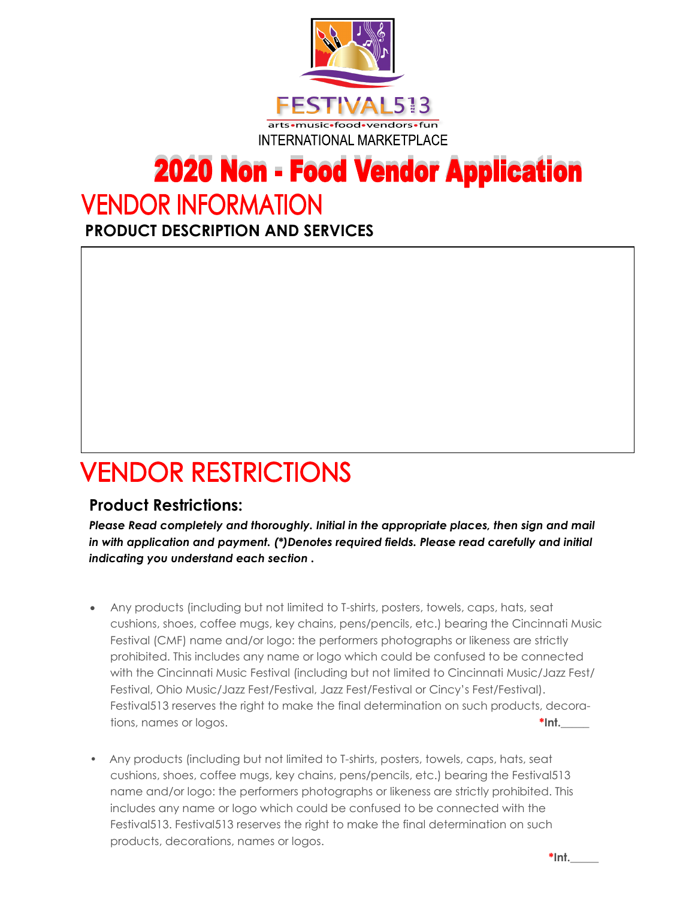FESTIVAL513

arts•music•food•vendors•fun

INTERNATIONAL MARKETPLACE

# 2020 Non - Food Vendor Application

## VENDOR INFORMATION

### PRODUCT DESCRIPTION AND SERVICES

## VENDOR RESTRICTIONS

### Product Restrictions:

***Please Read completely and thoroughly. Initial in the appropriate places, then sign and mail in with application and payment. (*)Denotes required fields. Please read carefully and initial indicating you understand each section .***

- Any products (including but not limited to T-shirts, posters, towels, caps, hats, seat cushions, shoes, coffee mugs, key chains, pens/pencils, etc.) bearing the Cincinnati Music Festival (CMF) name and/or logo: the performers photographs or likeness are strictly prohibited. This includes any name or logo which could be confused to be connected with the Cincinnati Music Festival (including but not limited to Cincinnati Music/Jazz Fest/ Festival, Ohio Music/Jazz Fest/Festival, Jazz Fest/Festival or Cincy's Fest/Festival). Festival513 reserves the right to make the final determination on such products, decorations, names or logos. **\*Int.\_\_\_\_\_**

- Any products (including but not limited to T-shirts, posters, towels, caps, hats, seat cushions, shoes, coffee mugs, key chains, pens/pencils, etc.) bearing the Festival513 name and/or logo: the performers photographs or likeness are strictly prohibited. This includes any name or logo which could be confused to be connected with the Festival513. Festival513 reserves the right to make the final determination on such products, decorations, names or logos.

**\*Int.\_\_\_\_\_**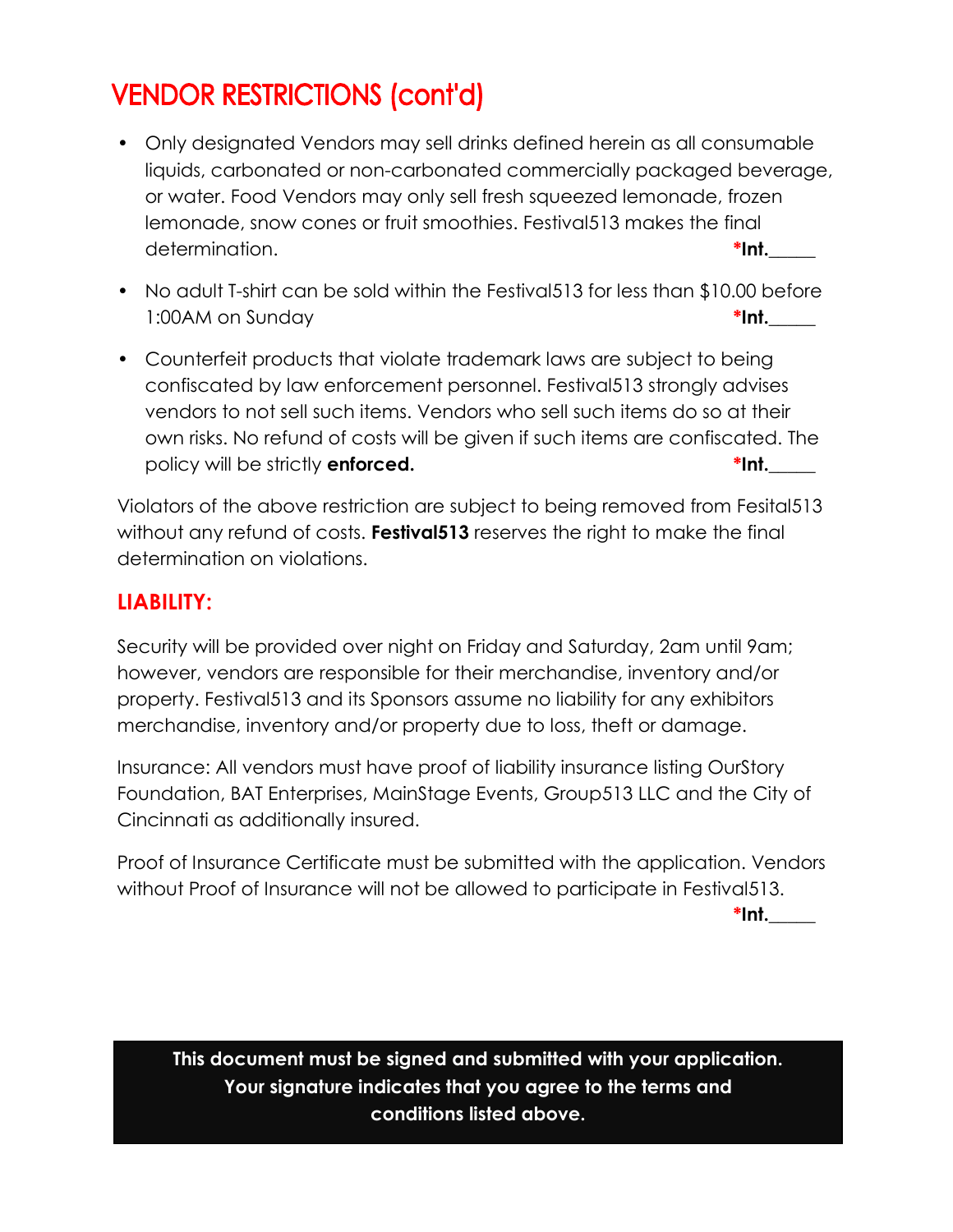# VENDOR RESTRICTIONS (cont'd)

- Only designated Vendors may sell drinks defined herein as all consumable liquids, carbonated or non-carbonated commercially packaged beverage, or water. Food Vendors may only sell fresh squeezed lemonade, frozen lemonade, snow cones or fruit smoothies. Festival513 makes the final determination. **\*Int.\_\_\_\_\_**
- No adult T-shirt can be sold within the Festival513 for less than $10.00 before 1:00AM on Sunday **\*Int.\_\_\_\_\_**
- Counterfeit products that violate trademark laws are subject to being confiscated by law enforcement personnel. Festival513 strongly advises vendors to not sell such items. Vendors who sell such items do so at their own risks. No refund of costs will be given if such items are confiscated. The policy will be strictly **enforced.** **\*Int.\_\_\_\_\_**

Violators of the above restriction are subject to being removed from Fesital513 without any refund of costs. **Festival513** reserves the right to make the final determination on violations.

## LIABILITY:

Security will be provided over night on Friday and Saturday, 2am until 9am; however, vendors are responsible for their merchandise, inventory and/or property. Festival513 and its Sponsors assume no liability for any exhibitors merchandise, inventory and/or property due to loss, theft or damage.

Insurance: All vendors must have proof of liability insurance listing OurStory Foundation, BAT Enterprises, MainStage Events, Group513 LLC and the City of Cincinnati as additionally insured.

Proof of Insurance Certificate must be submitted with the application. Vendors without Proof of Insurance will not be allowed to participate in Festival513.

**\*Int.\_\_\_\_\_**

**This document must be signed and submitted with your application. Your signature indicates that you agree to the terms and conditions listed above.**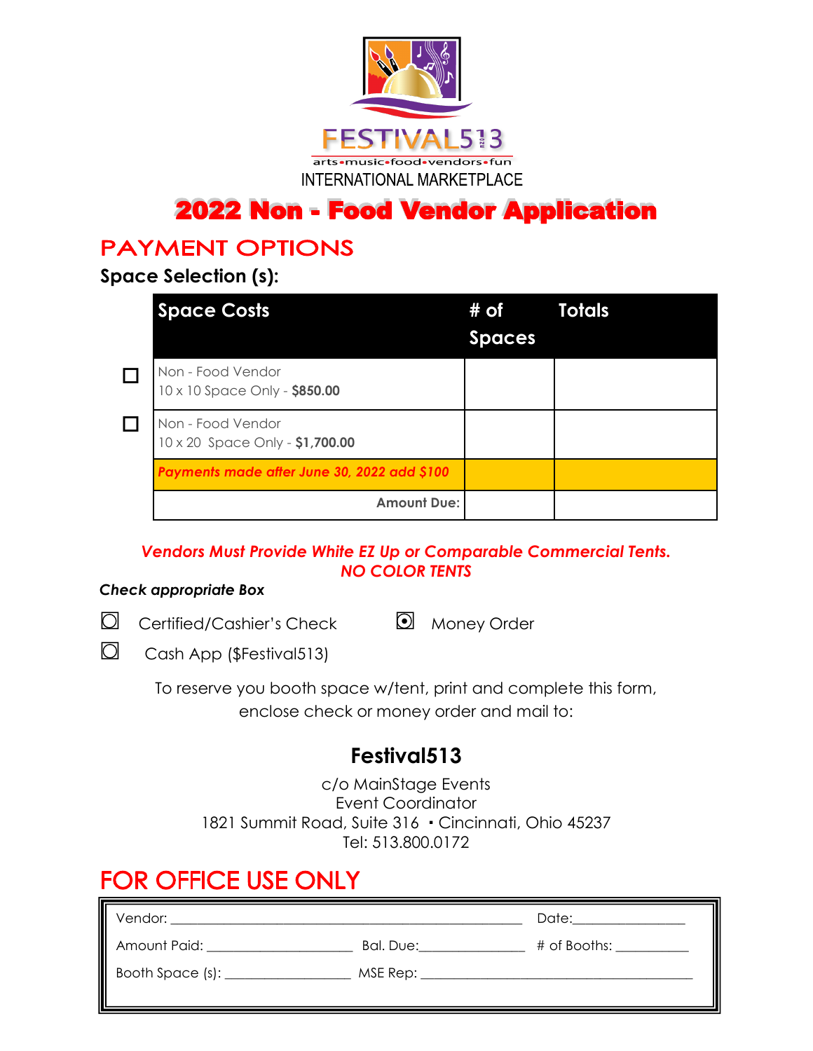FESTIVAL513

arts•music•food•vendors•fun

INTERNATIONAL MARKETPLACE

# 2022 Non - Food Vendor Application

## PAYMENT OPTIONS

### Space Selection (s):

| | Space Costs | # of Spaces | Totals |
|---|---|---|---|
| ☐ | Non - Food Vendor<br>10 x 10 Space Only - **$850.00** | | |
| ☐ | Non - Food Vendor<br>10 x 20 Space Only - **$1,700.00** | | |
| | ***Payments made after June 30, 2022 add $100*** | | |
| | **Amount Due:** | | |

***Vendors Must Provide White EZ Up or Comparable Commercial Tents.***
***NO COLOR TENTS***

***Check appropriate Box***

☐ Certified/Cashier's Check

☐ Money Order

☐ Cash App ($Festival513)

To reserve you booth space w/tent, print and complete this form, enclose check or money order and mail to:

**Festival513**

c/o MainStage Events
Event Coordinator
1821 Summit Road, Suite 316 • Cincinnati, Ohio 45237
Tel: 513.800.0172

## FOR OFFICE USE ONLY

Vendor: ______________________________ Date: ______________

Amount Paid: ______________ Bal. Due: ______________ # of Booths: __________

Booth Space (s): ______________ MSE Rep: ______________________________